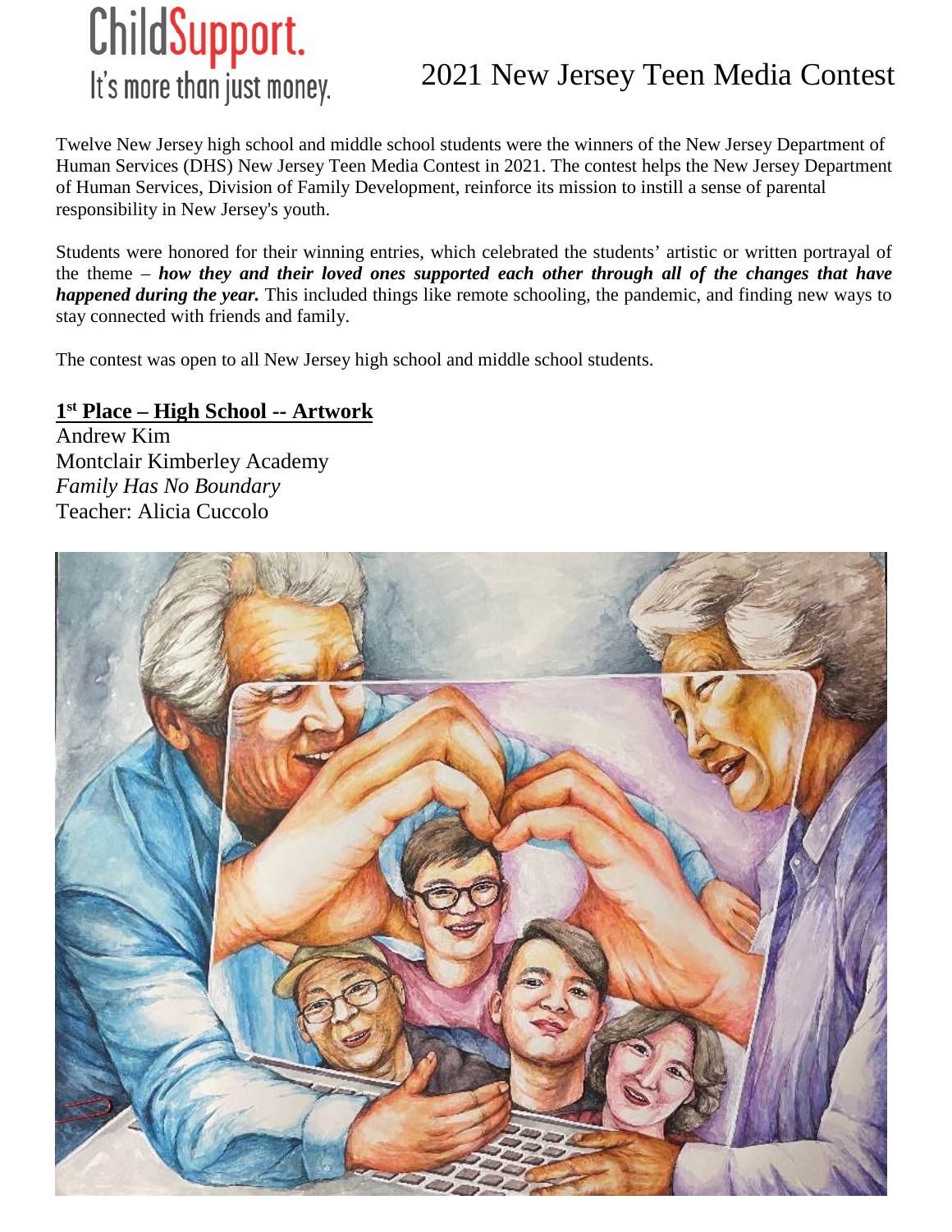ChildSupport.
It's more than just money.

# 2021 New Jersey Teen Media Contest

Twelve New Jersey high school and middle school students were the winners of the New Jersey Department of Human Services (DHS) New Jersey Teen Media Contest in 2021. The contest helps the New Jersey Department of Human Services, Division of Family Development, reinforce its mission to instill a sense of parental responsibility in New Jersey's youth.

Students were honored for their winning entries, which celebrated the students' artistic or written portrayal of the theme – ***how they and their loved ones supported each other through all of the changes that have happened during the year.*** This included things like remote schooling, the pandemic, and finding new ways to stay connected with friends and family.

The contest was open to all New Jersey high school and middle school students.

**1st Place – High School -- Artwork**

Andrew Kim
Montclair Kimberley Academy
*Family Has No Boundary*
Teacher: Alicia Cuccolo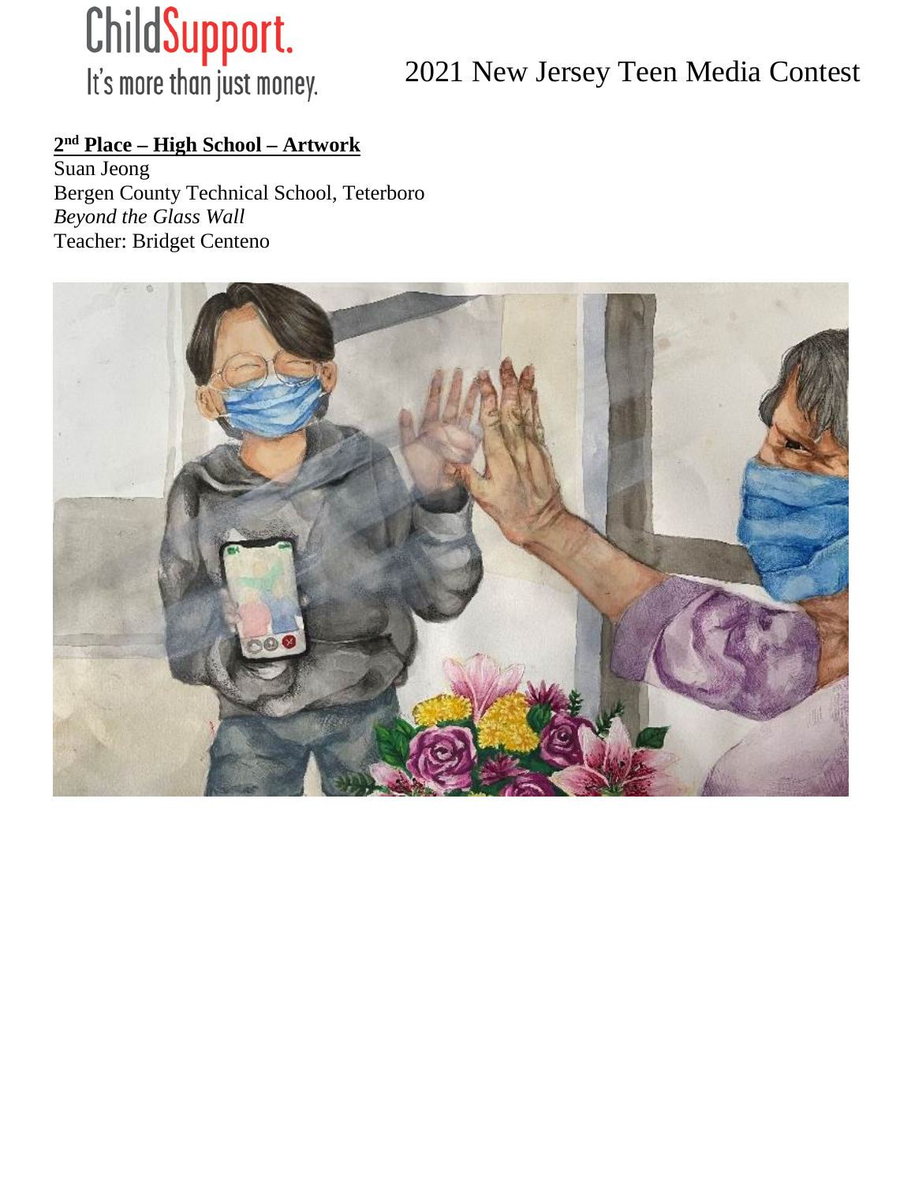ChildSupport.
It's more than just money.

2021 New Jersey Teen Media Contest

**2nd Place – High School – Artwork**

Suan Jeong
Bergen County Technical School, Teterboro
*Beyond the Glass Wall*
Teacher: Bridget Centeno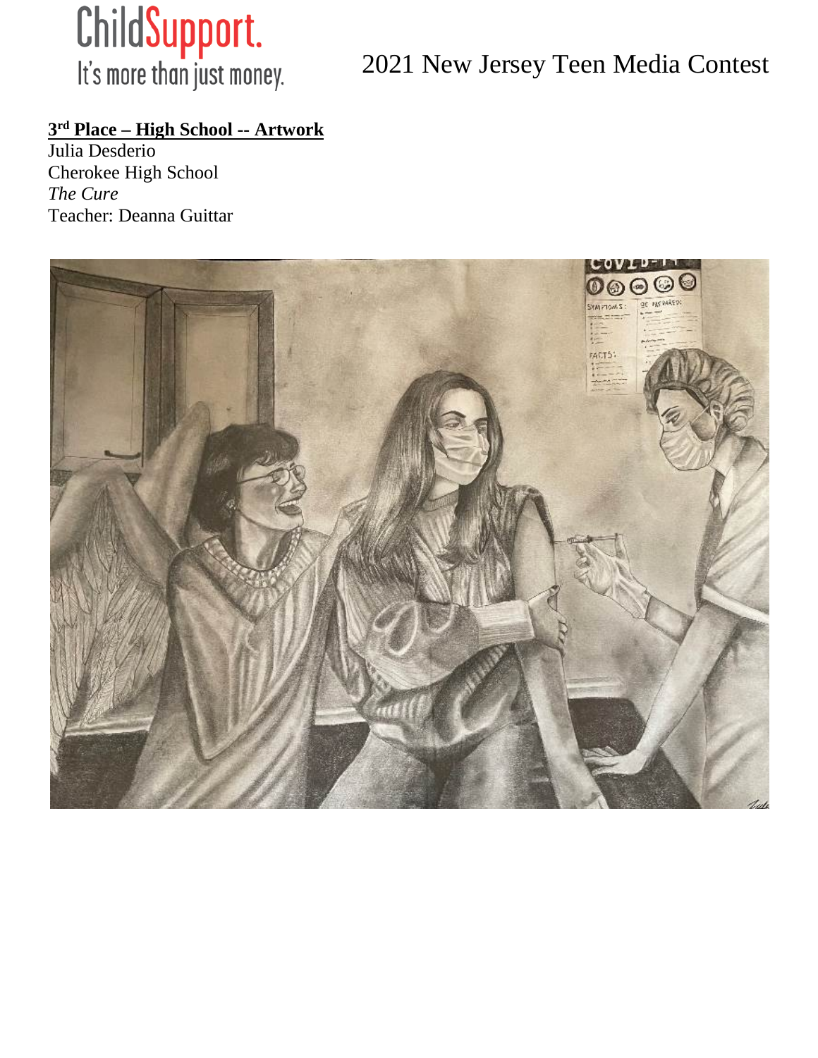ChildSupport. It's more than just money.

2021 New Jersey Teen Media Contest

**3rd Place – High School -- Artwork**

Julia Desderio
Cherokee High School
*The Cure*
Teacher: Deanna Guittar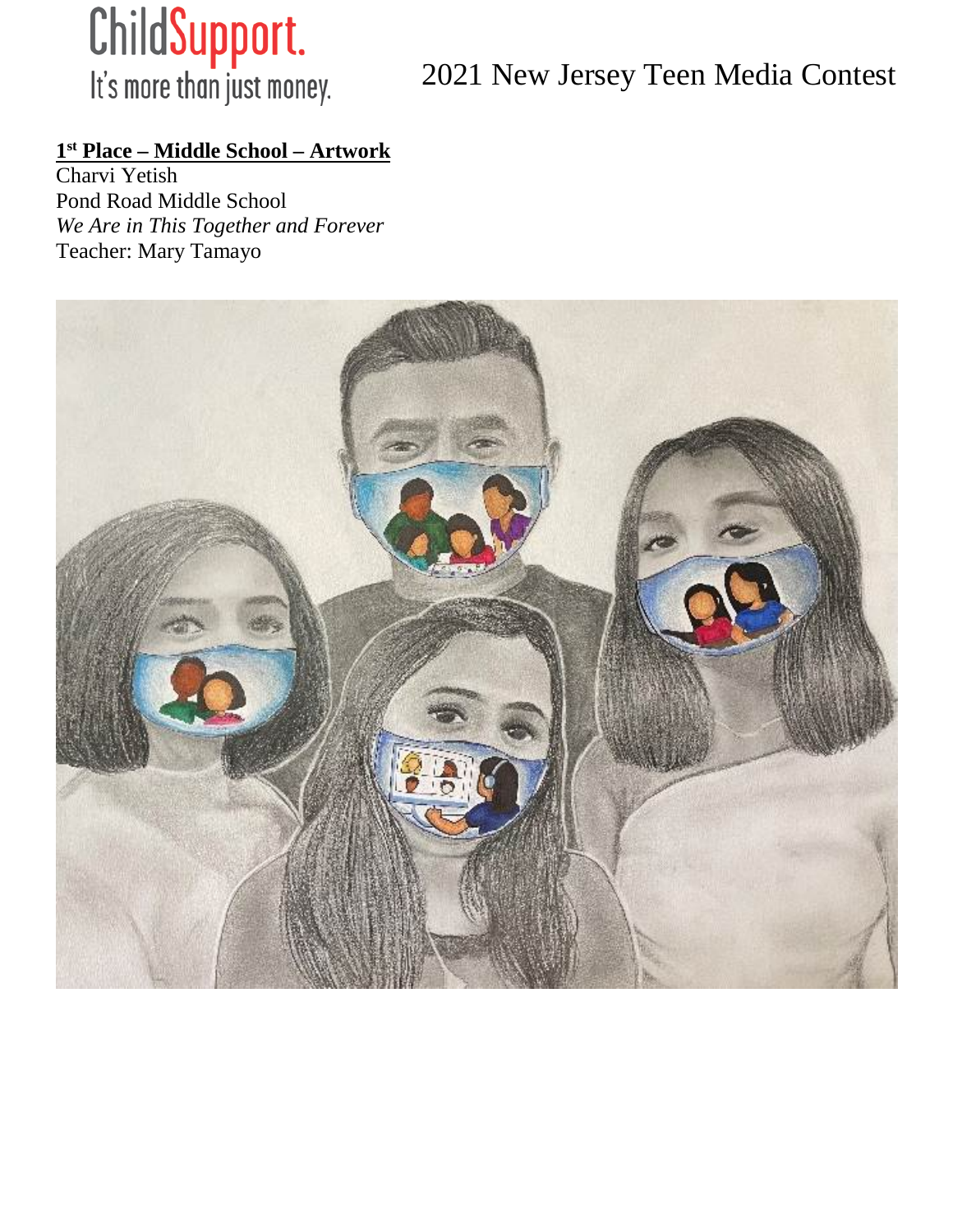ChildSupport.
It's more than just money.

2021 New Jersey Teen Media Contest

**1st Place – Middle School – Artwork**
Charvi Yetish
Pond Road Middle School
*We Are in This Together and Forever*
Teacher: Mary Tamayo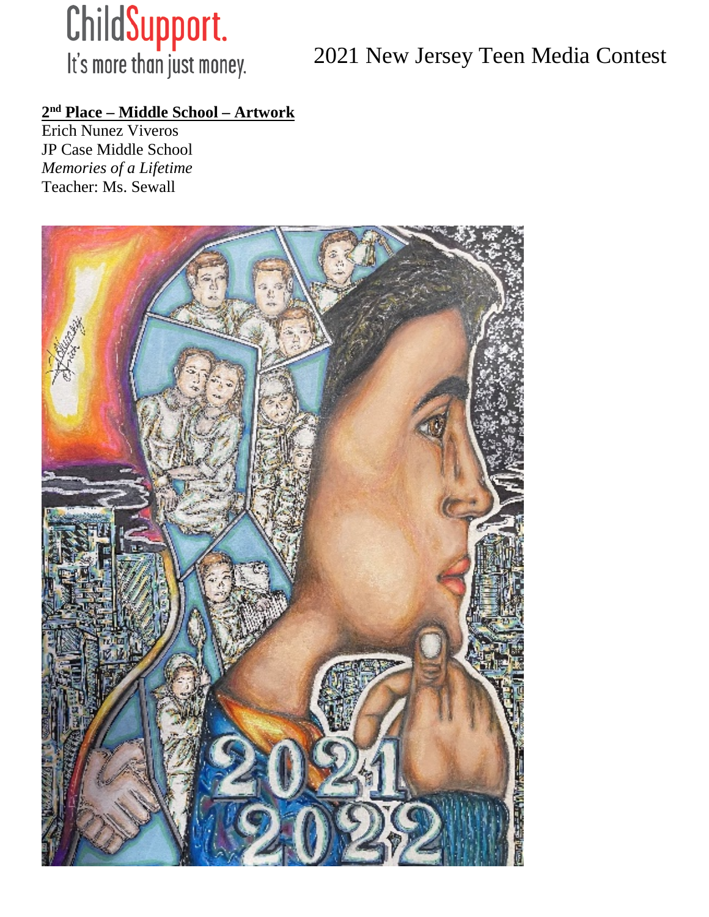ChildSupport.
It's more than just money.

2021 New Jersey Teen Media Contest

**2nd Place – Middle School – Artwork**

Erich Nunez Viveros
JP Case Middle School
*Memories of a Lifetime*
Teacher: Ms. Sewall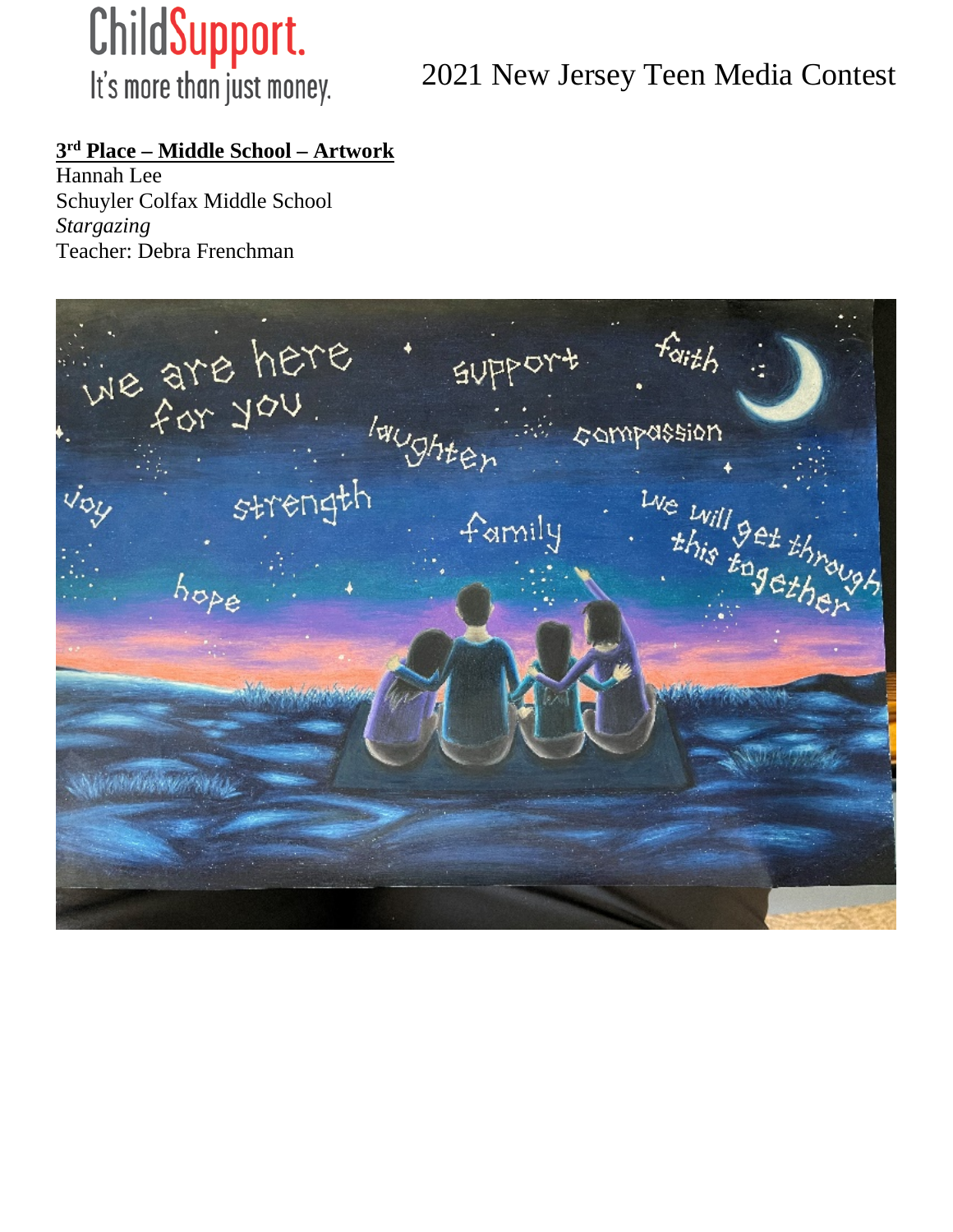ChildSupport. It's more than just money.

# 2021 New Jersey Teen Media Contest

**3rd Place – Middle School – Artwork**

Hannah Lee
Schuyler Colfax Middle School
*Stargazing*
Teacher: Debra Frenchman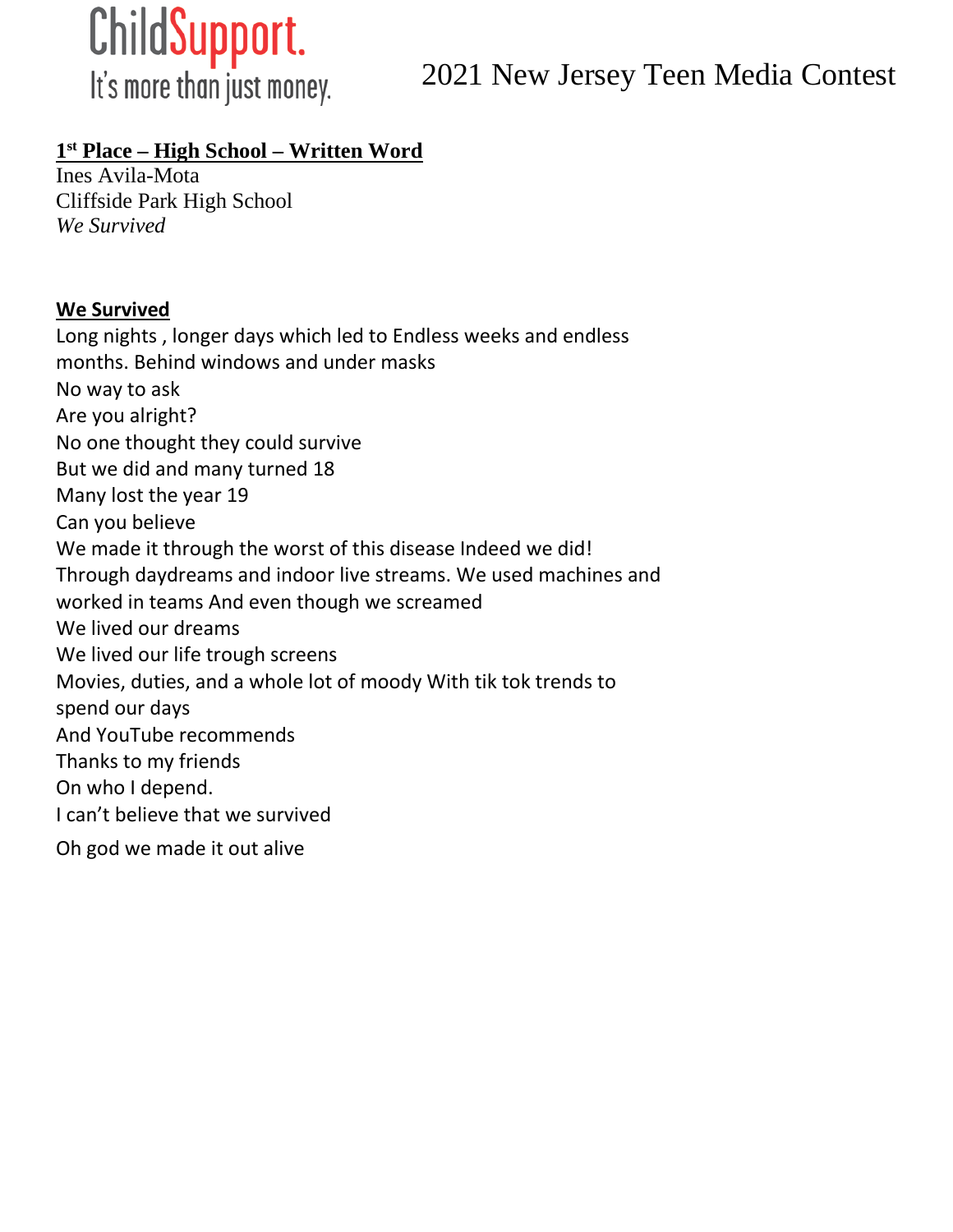ChildSupport.
It's more than just money.

2021 New Jersey Teen Media Contest

**1st Place – High School – Written Word**
Ines Avila-Mota
Cliffside Park High School
*We Survived*

**We Survived**

Long nights , longer days which led to Endless weeks and endless months. Behind windows and under masks
No way to ask
Are you alright?
No one thought they could survive
But we did and many turned 18
Many lost the year 19
Can you believe
We made it through the worst of this disease Indeed we did!
Through daydreams and indoor live streams. We used machines and worked in teams And even though we screamed
We lived our dreams
We lived our life trough screens
Movies, duties, and a whole lot of moody With tik tok trends to spend our days
And YouTube recommends
Thanks to my friends
On who I depend.
I can't believe that we survived
Oh god we made it out alive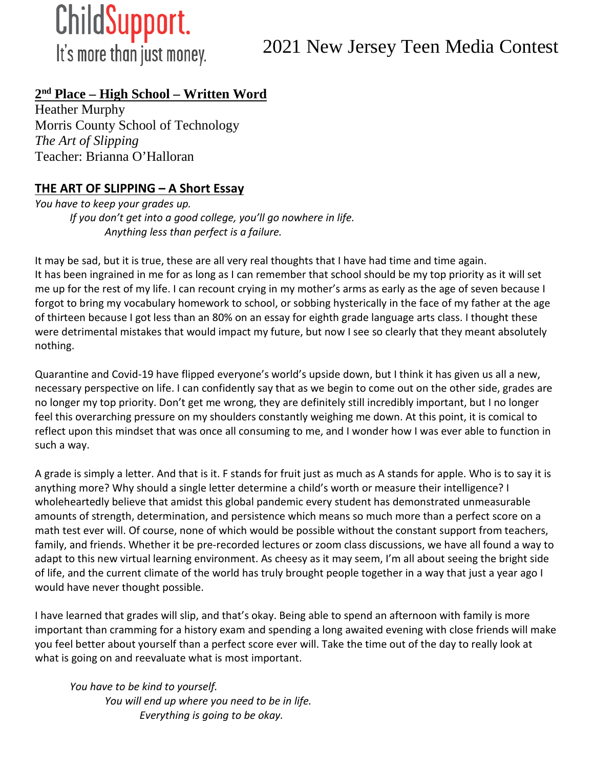ChildSupport.
It's more than just money.

# 2021 New Jersey Teen Media Contest

## 2nd Place – High School – Written Word

Heather Murphy
Morris County School of Technology
*The Art of Slipping*
Teacher: Brianna O'Halloran

### THE ART OF SLIPPING – A Short Essay

*You have to keep your grades up.*
*If you don't get into a good college, you'll go nowhere in life.*
*Anything less than perfect is a failure.*

It may be sad, but it is true, these are all very real thoughts that I have had time and time again. It has been ingrained in me for as long as I can remember that school should be my top priority as it will set me up for the rest of my life. I can recount crying in my mother's arms as early as the age of seven because I forgot to bring my vocabulary homework to school, or sobbing hysterically in the face of my father at the age of thirteen because I got less than an 80% on an essay for eighth grade language arts class. I thought these were detrimental mistakes that would impact my future, but now I see so clearly that they meant absolutely nothing.

Quarantine and Covid-19 have flipped everyone's world's upside down, but I think it has given us all a new, necessary perspective on life. I can confidently say that as we begin to come out on the other side, grades are no longer my top priority. Don't get me wrong, they are definitely still incredibly important, but I no longer feel this overarching pressure on my shoulders constantly weighing me down. At this point, it is comical to reflect upon this mindset that was once all consuming to me, and I wonder how I was ever able to function in such a way.

A grade is simply a letter. And that is it. F stands for fruit just as much as A stands for apple. Who is to say it is anything more? Why should a single letter determine a child's worth or measure their intelligence? I wholeheartedly believe that amidst this global pandemic every student has demonstrated unmeasurable amounts of strength, determination, and persistence which means so much more than a perfect score on a math test ever will. Of course, none of which would be possible without the constant support from teachers, family, and friends. Whether it be pre-recorded lectures or zoom class discussions, we have all found a way to adapt to this new virtual learning environment. As cheesy as it may seem, I'm all about seeing the bright side of life, and the current climate of the world has truly brought people together in a way that just a year ago I would have never thought possible.

I have learned that grades will slip, and that's okay. Being able to spend an afternoon with family is more important than cramming for a history exam and spending a long awaited evening with close friends will make you feel better about yourself than a perfect score ever will. Take the time out of the day to really look at what is going on and reevaluate what is most important.

*You have to be kind to yourself.*
*You will end up where you need to be in life.*
*Everything is going to be okay.*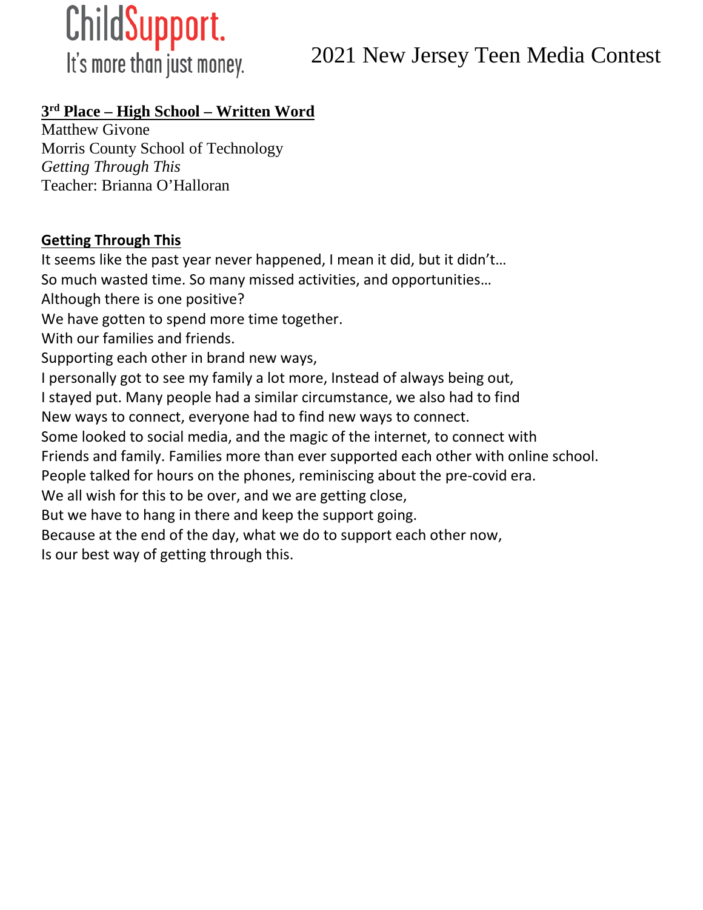ChildSupport. It's more than just money.

2021 New Jersey Teen Media Contest

**3rd Place – High School – Written Word**

Matthew Givone
Morris County School of Technology
*Getting Through This*
Teacher: Brianna O'Halloran

**Getting Through This**

It seems like the past year never happened, I mean it did, but it didn't…
So much wasted time. So many missed activities, and opportunities…
Although there is one positive?
We have gotten to spend more time together.
With our families and friends.
Supporting each other in brand new ways,
I personally got to see my family a lot more, Instead of always being out,
I stayed put. Many people had a similar circumstance, we also had to find
New ways to connect, everyone had to find new ways to connect.
Some looked to social media, and the magic of the internet, to connect with
Friends and family. Families more than ever supported each other with online school.
People talked for hours on the phones, reminiscing about the pre-covid era.
We all wish for this to be over, and we are getting close,
But we have to hang in there and keep the support going.
Because at the end of the day, what we do to support each other now,
Is our best way of getting through this.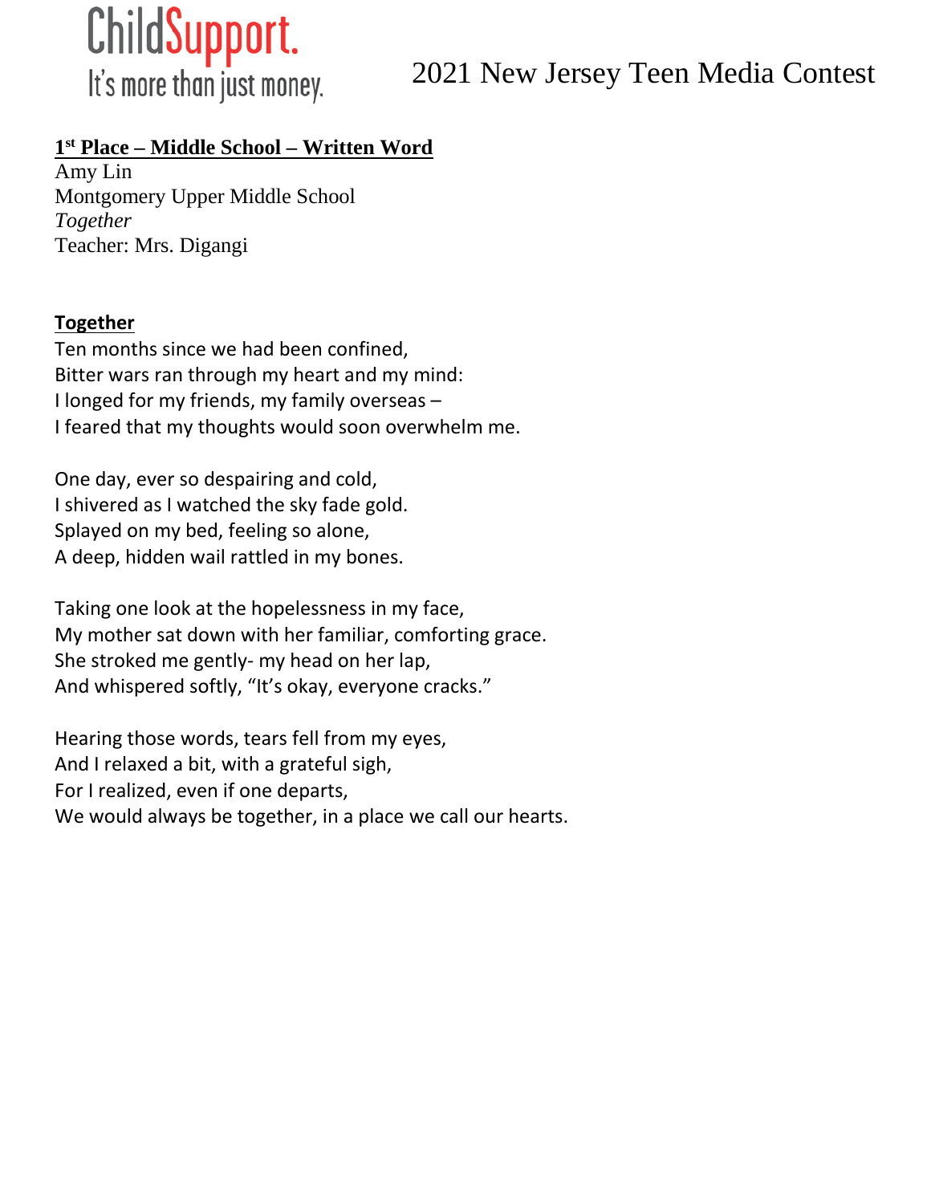ChildSupport.
It's more than just money.

# 2021 New Jersey Teen Media Contest

**1st Place – Middle School – Written Word**

Amy Lin
Montgomery Upper Middle School
*Together*
Teacher: Mrs. Digangi

**Together**

Ten months since we had been confined,
Bitter wars ran through my heart and my mind:
I longed for my friends, my family overseas –
I feared that my thoughts would soon overwhelm me.

One day, ever so despairing and cold,
I shivered as I watched the sky fade gold.
Splayed on my bed, feeling so alone,
A deep, hidden wail rattled in my bones.

Taking one look at the hopelessness in my face,
My mother sat down with her familiar, comforting grace.
She stroked me gently- my head on her lap,
And whispered softly, "It's okay, everyone cracks."

Hearing those words, tears fell from my eyes,
And I relaxed a bit, with a grateful sigh,
For I realized, even if one departs,
We would always be together, in a place we call our hearts.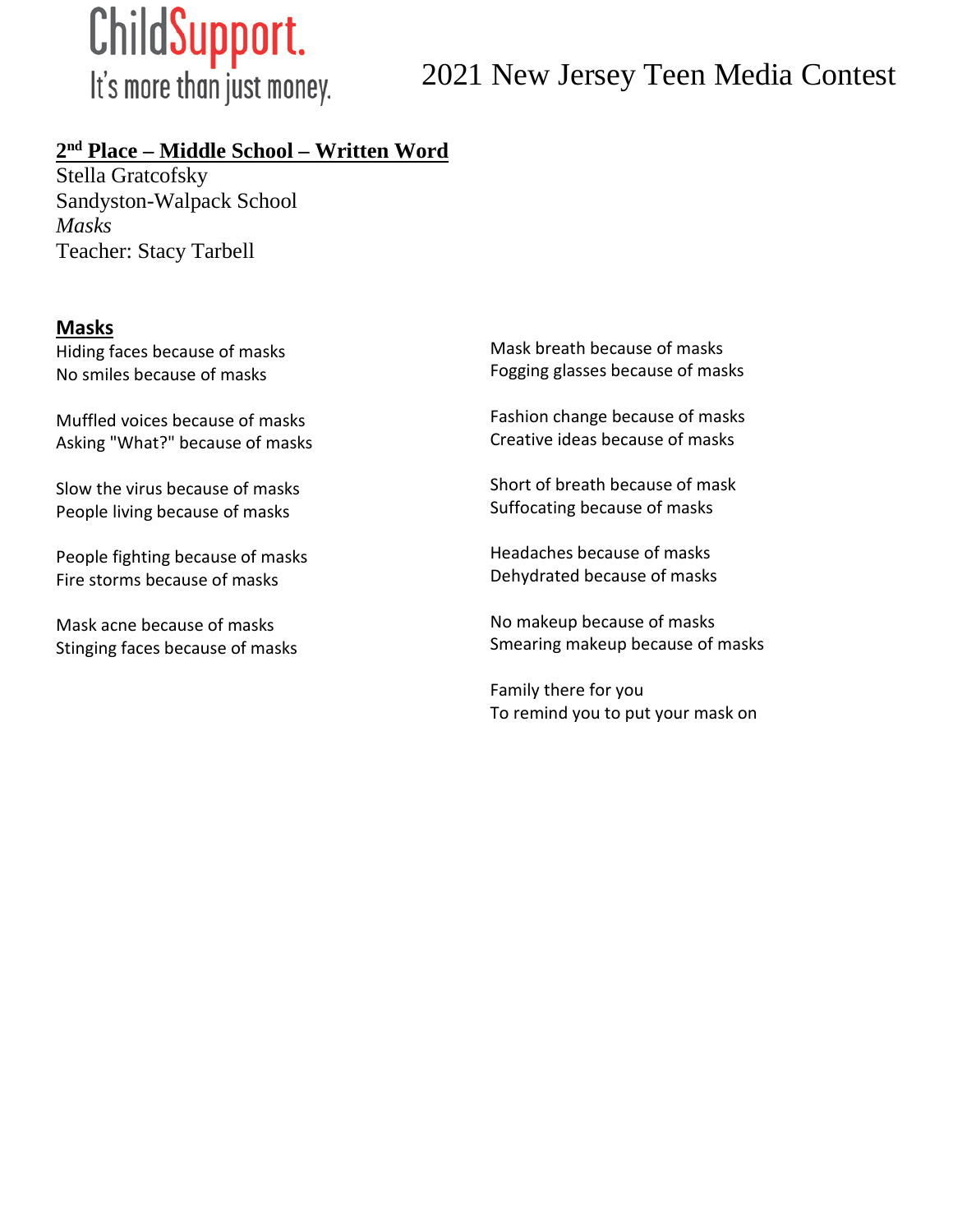## 2nd Place – Middle School – Written Word

Stella Gratcofsky
Sandyston-Walpack School
*Masks*
Teacher: Stacy Tarbell

### Masks

Hiding faces because of masks
No smiles because of masks

Muffled voices because of masks
Asking "What?" because of masks

Slow the virus because of masks
People living because of masks

People fighting because of masks
Fire storms because of masks

Mask acne because of masks
Stinging faces because of masks

Mask breath because of masks
Fogging glasses because of masks

Fashion change because of masks
Creative ideas because of masks

Short of breath because of mask
Suffocating because of masks

Headaches because of masks
Dehydrated because of masks

No makeup because of masks
Smearing makeup because of masks

Family there for you
To remind you to put your mask on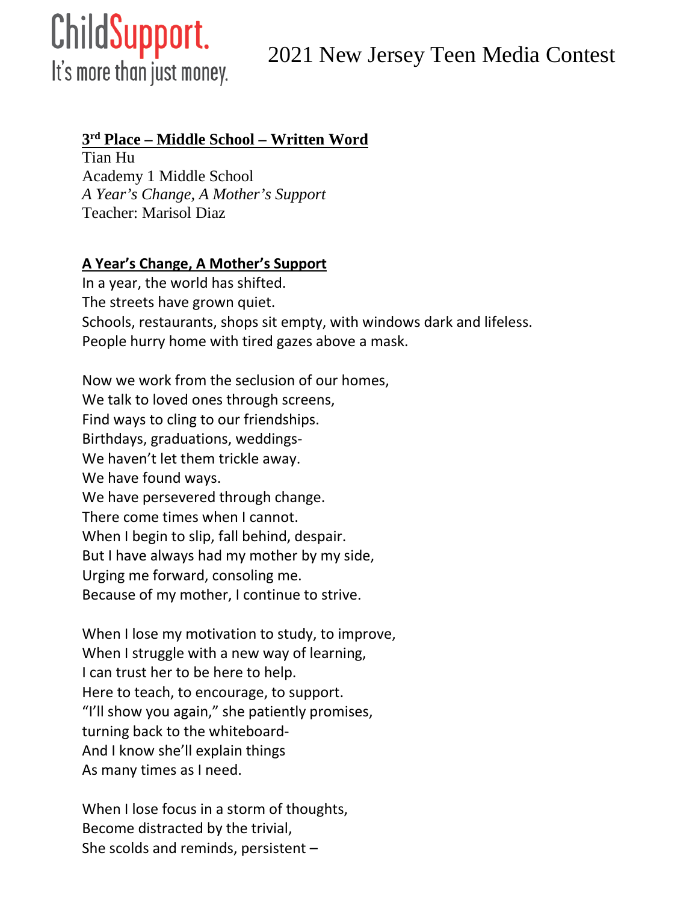ChildSupport. It's more than just money.

# 2021 New Jersey Teen Media Contest

**3rd Place – Middle School – Written Word**
Tian Hu
Academy 1 Middle School
*A Year's Change, A Mother's Support*
Teacher: Marisol Diaz

**A Year's Change, A Mother's Support**

In a year, the world has shifted.
The streets have grown quiet.
Schools, restaurants, shops sit empty, with windows dark and lifeless.
People hurry home with tired gazes above a mask.

Now we work from the seclusion of our homes,
We talk to loved ones through screens,
Find ways to cling to our friendships.
Birthdays, graduations, weddings-
We haven't let them trickle away.
We have found ways.
We have persevered through change.
There come times when I cannot.
When I begin to slip, fall behind, despair.
But I have always had my mother by my side,
Urging me forward, consoling me.
Because of my mother, I continue to strive.

When I lose my motivation to study, to improve,
When I struggle with a new way of learning,
I can trust her to be here to help.
Here to teach, to encourage, to support.
"I'll show you again," she patiently promises,
turning back to the whiteboard-
And I know she'll explain things
As many times as I need.

When I lose focus in a storm of thoughts,
Become distracted by the trivial,
She scolds and reminds, persistent –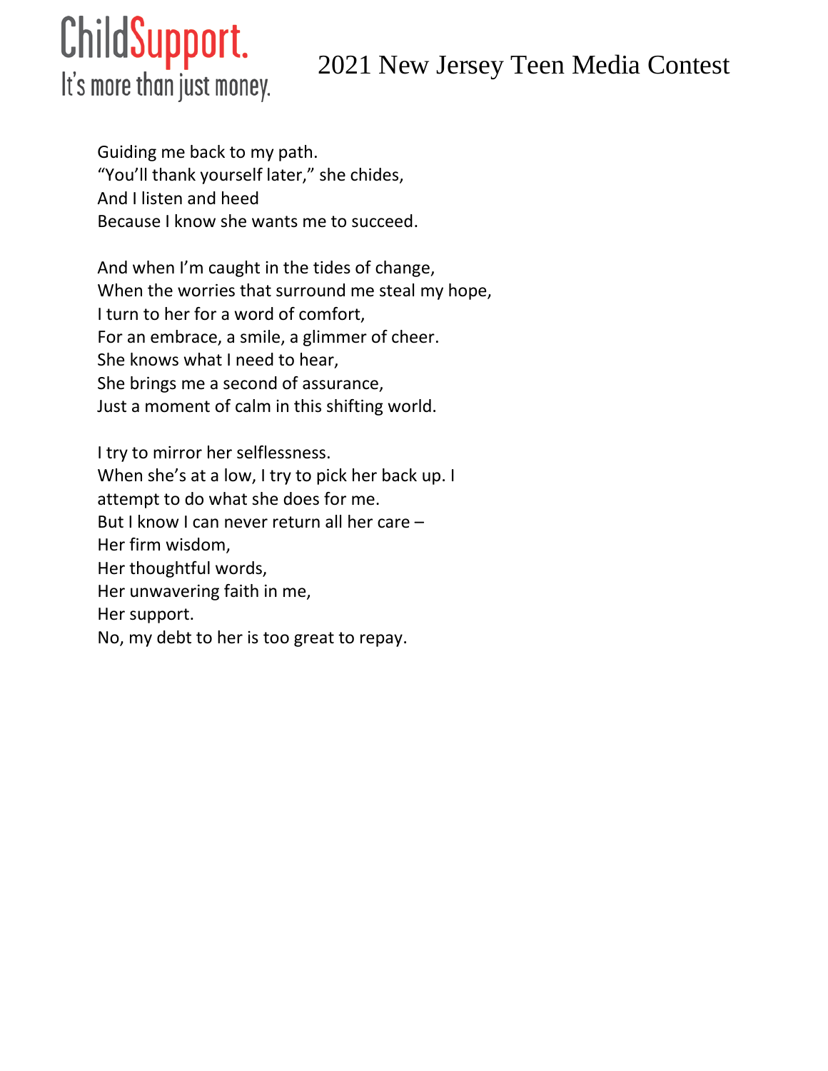Guiding me back to my path.
"You'll thank yourself later," she chides,
And I listen and heed
Because I know she wants me to succeed.

And when I'm caught in the tides of change,
When the worries that surround me steal my hope,
I turn to her for a word of comfort,
For an embrace, a smile, a glimmer of cheer.
She knows what I need to hear,
She brings me a second of assurance,
Just a moment of calm in this shifting world.

I try to mirror her selflessness.
When she's at a low, I try to pick her back up. I
attempt to do what she does for me.
But I know I can never return all her care –
Her firm wisdom,
Her thoughtful words,
Her unwavering faith in me,
Her support.
No, my debt to her is too great to repay.